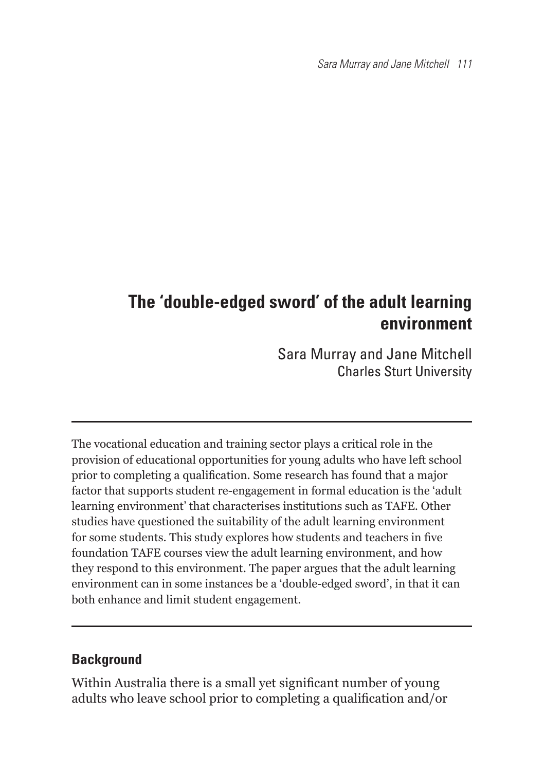# The 'double-edged sword' of the adult learning environment

Sara Murray and Jane Mitchell
Charles Sturt University

---

The vocational education and training sector plays a critical role in the provision of educational opportunities for young adults who have left school prior to completing a qualification. Some research has found that a major factor that supports student re-engagement in formal education is the 'adult learning environment' that characterises institutions such as TAFE. Other studies have questioned the suitability of the adult learning environment for some students. This study explores how students and teachers in five foundation TAFE courses view the adult learning environment, and how they respond to this environment. The paper argues that the adult learning environment can in some instances be a 'double-edged sword', in that it can both enhance and limit student engagement.

---

## Background

Within Australia there is a small yet significant number of young adults who leave school prior to completing a qualification and/or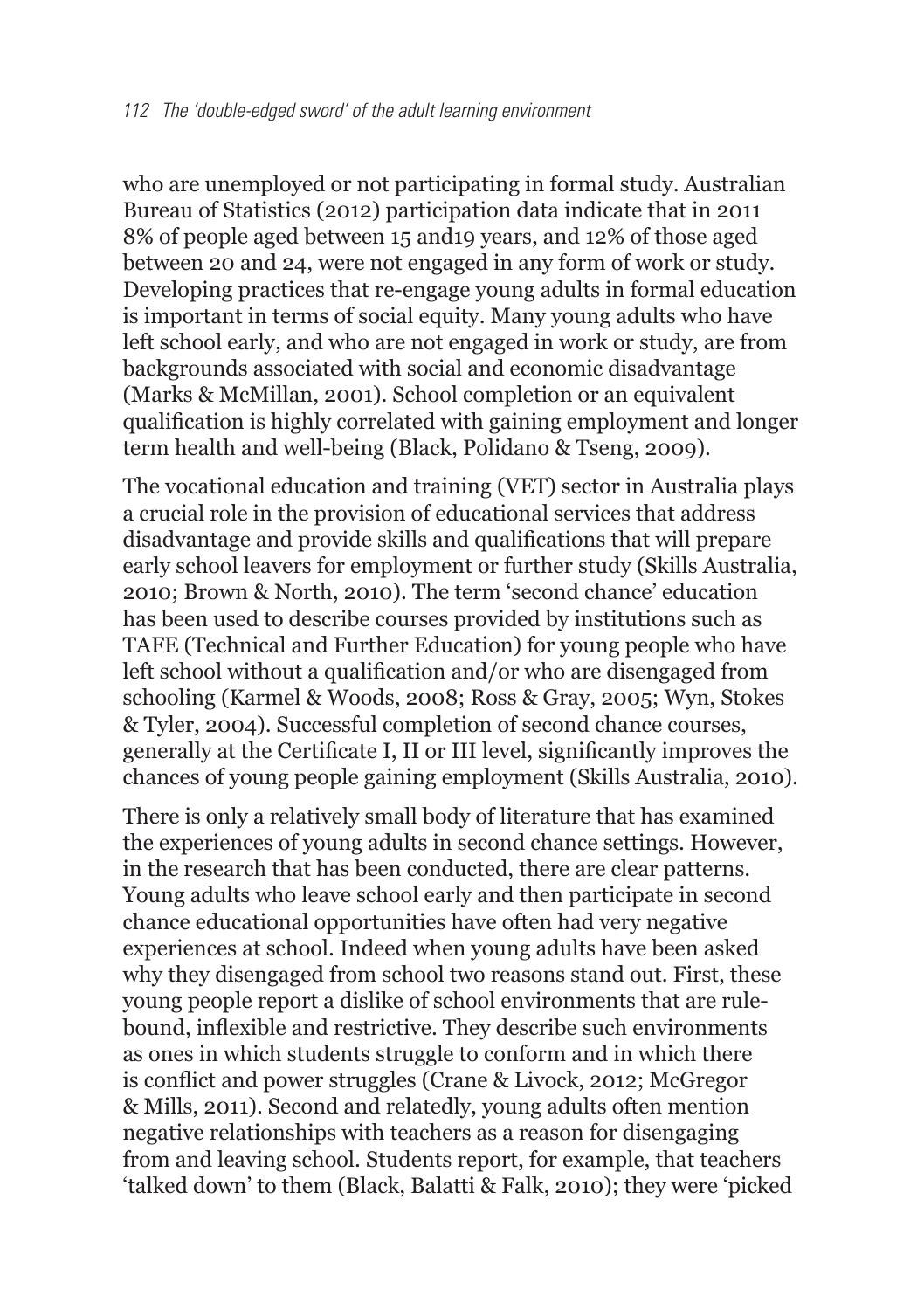who are unemployed or not participating in formal study. Australian Bureau of Statistics (2012) participation data indicate that in 2011 8% of people aged between 15 and19 years, and 12% of those aged between 20 and 24, were not engaged in any form of work or study. Developing practices that re-engage young adults in formal education is important in terms of social equity. Many young adults who have left school early, and who are not engaged in work or study, are from backgrounds associated with social and economic disadvantage (Marks & McMillan, 2001). School completion or an equivalent qualification is highly correlated with gaining employment and longer term health and well-being (Black, Polidano & Tseng, 2009).

The vocational education and training (VET) sector in Australia plays a crucial role in the provision of educational services that address disadvantage and provide skills and qualifications that will prepare early school leavers for employment or further study (Skills Australia, 2010; Brown & North, 2010). The term 'second chance' education has been used to describe courses provided by institutions such as TAFE (Technical and Further Education) for young people who have left school without a qualification and/or who are disengaged from schooling (Karmel & Woods, 2008; Ross & Gray, 2005; Wyn, Stokes & Tyler, 2004). Successful completion of second chance courses, generally at the Certificate I, II or III level, significantly improves the chances of young people gaining employment (Skills Australia, 2010).

There is only a relatively small body of literature that has examined the experiences of young adults in second chance settings. However, in the research that has been conducted, there are clear patterns. Young adults who leave school early and then participate in second chance educational opportunities have often had very negative experiences at school. Indeed when young adults have been asked why they disengaged from school two reasons stand out. First, these young people report a dislike of school environments that are rule-bound, inflexible and restrictive. They describe such environments as ones in which students struggle to conform and in which there is conflict and power struggles (Crane & Livock, 2012; McGregor & Mills, 2011). Second and relatedly, young adults often mention negative relationships with teachers as a reason for disengaging from and leaving school. Students report, for example, that teachers 'talked down' to them (Black, Balatti & Falk, 2010); they were 'picked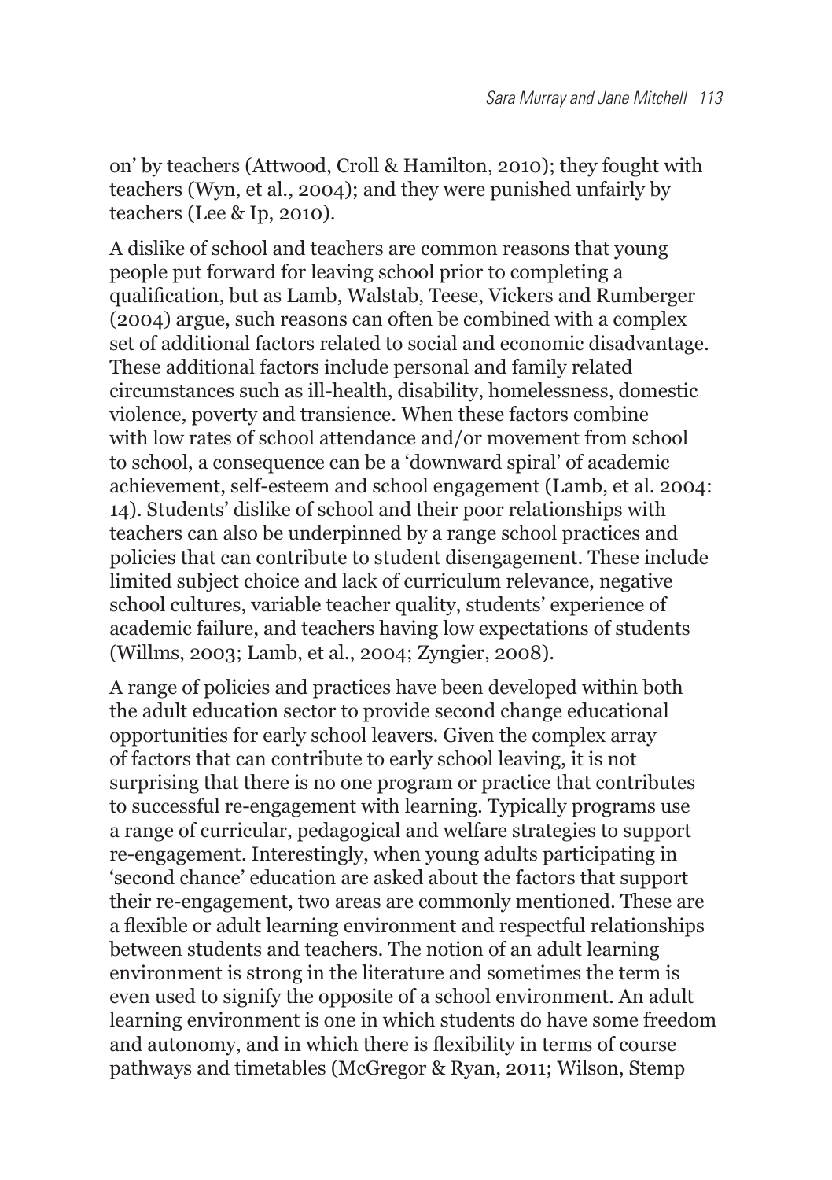on' by teachers (Attwood, Croll & Hamilton, 2010); they fought with teachers (Wyn, et al., 2004); and they were punished unfairly by teachers (Lee & Ip, 2010).

A dislike of school and teachers are common reasons that young people put forward for leaving school prior to completing a qualification, but as Lamb, Walstab, Teese, Vickers and Rumberger (2004) argue, such reasons can often be combined with a complex set of additional factors related to social and economic disadvantage. These additional factors include personal and family related circumstances such as ill-health, disability, homelessness, domestic violence, poverty and transience. When these factors combine with low rates of school attendance and/or movement from school to school, a consequence can be a 'downward spiral' of academic achievement, self-esteem and school engagement (Lamb, et al. 2004: 14). Students' dislike of school and their poor relationships with teachers can also be underpinned by a range school practices and policies that can contribute to student disengagement. These include limited subject choice and lack of curriculum relevance, negative school cultures, variable teacher quality, students' experience of academic failure, and teachers having low expectations of students (Willms, 2003; Lamb, et al., 2004; Zyngier, 2008).

A range of policies and practices have been developed within both the adult education sector to provide second change educational opportunities for early school leavers. Given the complex array of factors that can contribute to early school leaving, it is not surprising that there is no one program or practice that contributes to successful re-engagement with learning. Typically programs use a range of curricular, pedagogical and welfare strategies to support re-engagement. Interestingly, when young adults participating in 'second chance' education are asked about the factors that support their re-engagement, two areas are commonly mentioned. These are a flexible or adult learning environment and respectful relationships between students and teachers. The notion of an adult learning environment is strong in the literature and sometimes the term is even used to signify the opposite of a school environment. An adult learning environment is one in which students do have some freedom and autonomy, and in which there is flexibility in terms of course pathways and timetables (McGregor & Ryan, 2011; Wilson, Stemp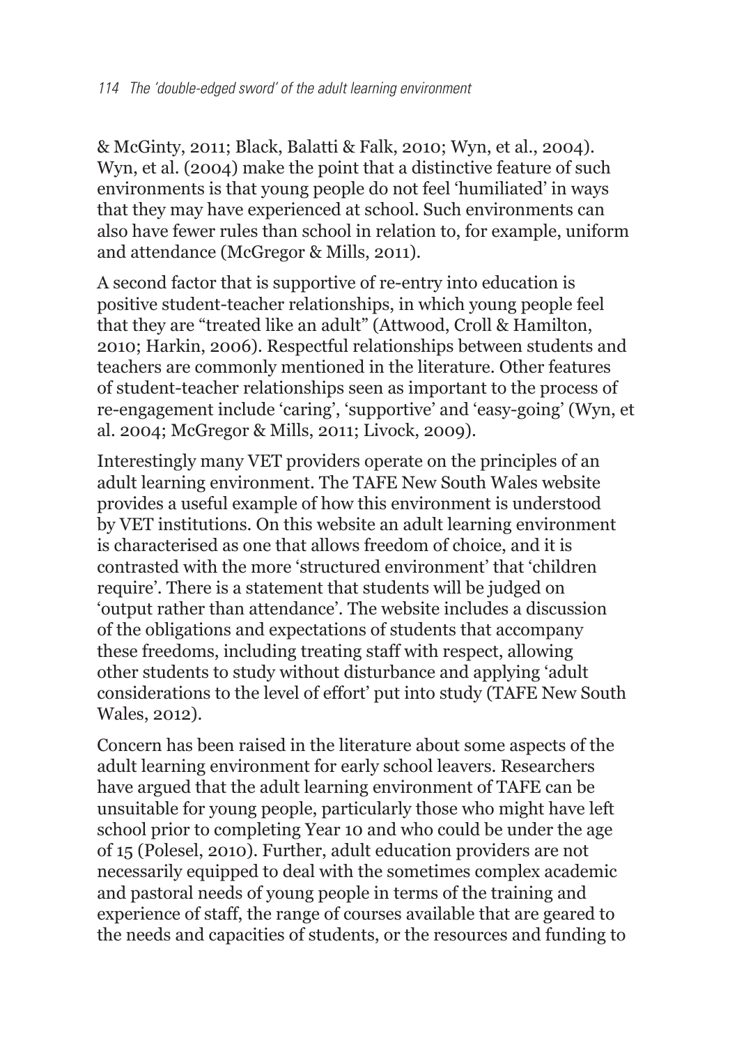& McGinty, 2011; Black, Balatti & Falk, 2010; Wyn, et al., 2004). Wyn, et al. (2004) make the point that a distinctive feature of such environments is that young people do not feel 'humiliated' in ways that they may have experienced at school. Such environments can also have fewer rules than school in relation to, for example, uniform and attendance (McGregor & Mills, 2011).

A second factor that is supportive of re-entry into education is positive student-teacher relationships, in which young people feel that they are "treated like an adult" (Attwood, Croll & Hamilton, 2010; Harkin, 2006). Respectful relationships between students and teachers are commonly mentioned in the literature. Other features of student-teacher relationships seen as important to the process of re-engagement include 'caring', 'supportive' and 'easy-going' (Wyn, et al. 2004; McGregor & Mills, 2011; Livock, 2009).

Interestingly many VET providers operate on the principles of an adult learning environment. The TAFE New South Wales website provides a useful example of how this environment is understood by VET institutions. On this website an adult learning environment is characterised as one that allows freedom of choice, and it is contrasted with the more 'structured environment' that 'children require'. There is a statement that students will be judged on 'output rather than attendance'. The website includes a discussion of the obligations and expectations of students that accompany these freedoms, including treating staff with respect, allowing other students to study without disturbance and applying 'adult considerations to the level of effort' put into study (TAFE New South Wales, 2012).

Concern has been raised in the literature about some aspects of the adult learning environment for early school leavers. Researchers have argued that the adult learning environment of TAFE can be unsuitable for young people, particularly those who might have left school prior to completing Year 10 and who could be under the age of 15 (Polesel, 2010). Further, adult education providers are not necessarily equipped to deal with the sometimes complex academic and pastoral needs of young people in terms of the training and experience of staff, the range of courses available that are geared to the needs and capacities of students, or the resources and funding to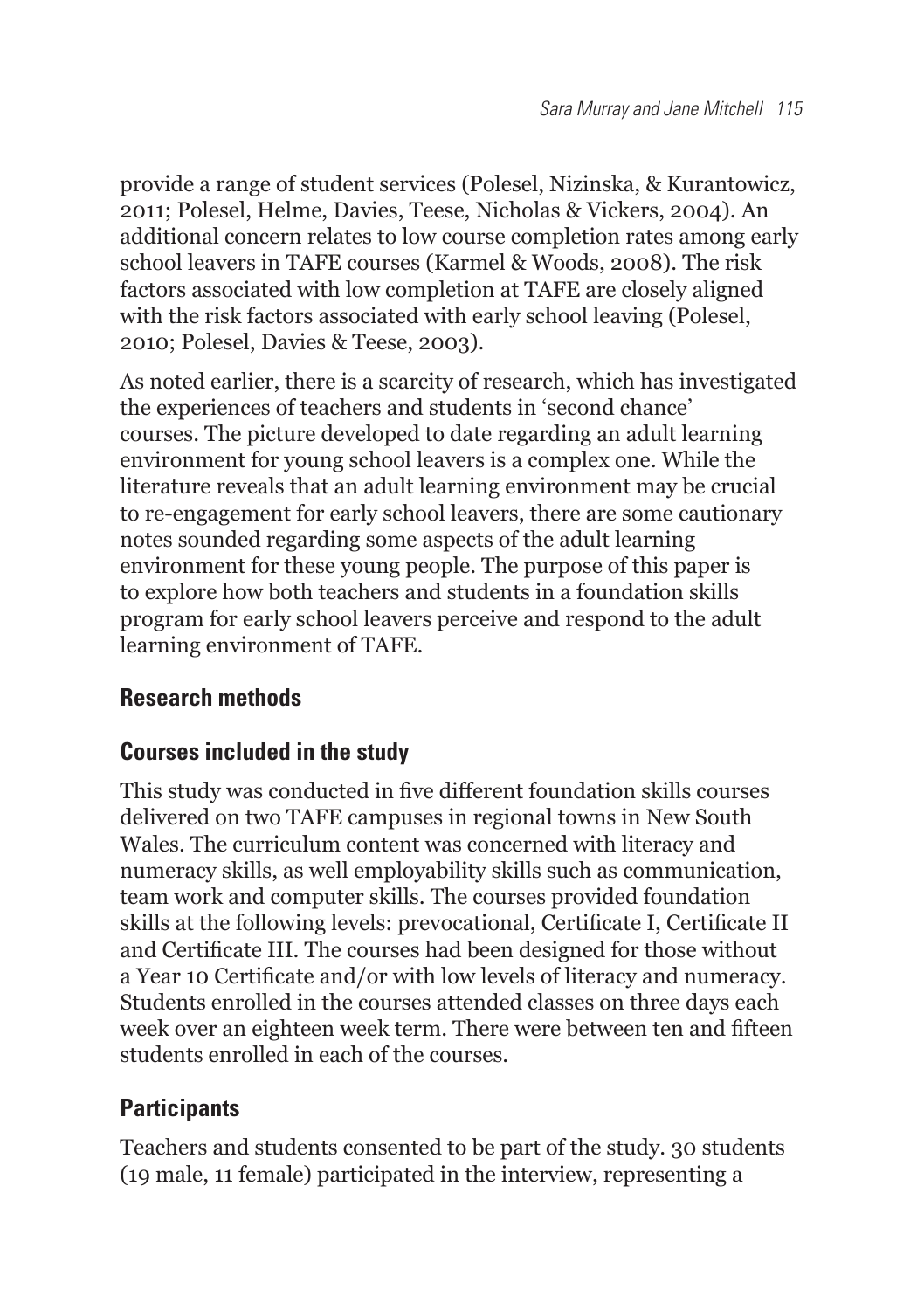provide a range of student services (Polesel, Nizinska, & Kurantowicz, 2011; Polesel, Helme, Davies, Teese, Nicholas & Vickers, 2004). An additional concern relates to low course completion rates among early school leavers in TAFE courses (Karmel & Woods, 2008). The risk factors associated with low completion at TAFE are closely aligned with the risk factors associated with early school leaving (Polesel, 2010; Polesel, Davies & Teese, 2003).

As noted earlier, there is a scarcity of research, which has investigated the experiences of teachers and students in 'second chance' courses. The picture developed to date regarding an adult learning environment for young school leavers is a complex one. While the literature reveals that an adult learning environment may be crucial to re-engagement for early school leavers, there are some cautionary notes sounded regarding some aspects of the adult learning environment for these young people. The purpose of this paper is to explore how both teachers and students in a foundation skills program for early school leavers perceive and respond to the adult learning environment of TAFE.

## Research methods

### Courses included in the study

This study was conducted in five different foundation skills courses delivered on two TAFE campuses in regional towns in New South Wales. The curriculum content was concerned with literacy and numeracy skills, as well employability skills such as communication, team work and computer skills. The courses provided foundation skills at the following levels: prevocational, Certificate I, Certificate II and Certificate III. The courses had been designed for those without a Year 10 Certificate and/or with low levels of literacy and numeracy. Students enrolled in the courses attended classes on three days each week over an eighteen week term. There were between ten and fifteen students enrolled in each of the courses.

### Participants

Teachers and students consented to be part of the study. 30 students (19 male, 11 female) participated in the interview, representing a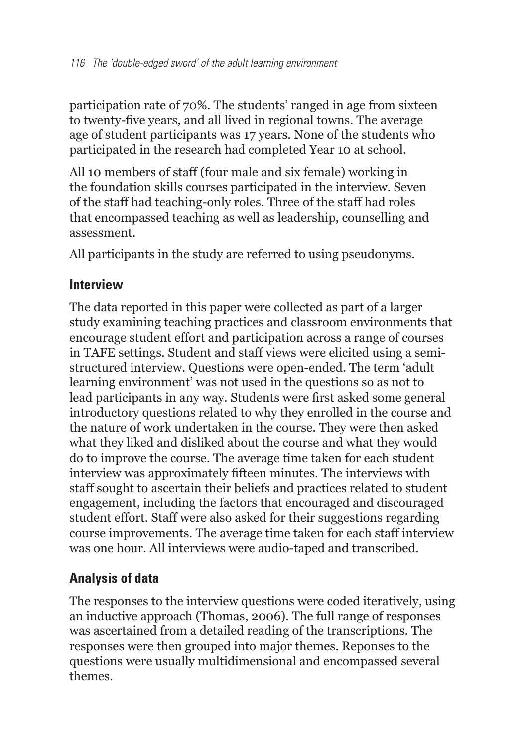participation rate of 70%. The students' ranged in age from sixteen to twenty-five years, and all lived in regional towns. The average age of student participants was 17 years. None of the students who participated in the research had completed Year 10 at school.

All 10 members of staff (four male and six female) working in the foundation skills courses participated in the interview. Seven of the staff had teaching-only roles. Three of the staff had roles that encompassed teaching as well as leadership, counselling and assessment.

All participants in the study are referred to using pseudonyms.

## Interview

The data reported in this paper were collected as part of a larger study examining teaching practices and classroom environments that encourage student effort and participation across a range of courses in TAFE settings. Student and staff views were elicited using a semi-structured interview. Questions were open-ended. The term 'adult learning environment' was not used in the questions so as not to lead participants in any way. Students were first asked some general introductory questions related to why they enrolled in the course and the nature of work undertaken in the course. They were then asked what they liked and disliked about the course and what they would do to improve the course. The average time taken for each student interview was approximately fifteen minutes. The interviews with staff sought to ascertain their beliefs and practices related to student engagement, including the factors that encouraged and discouraged student effort. Staff were also asked for their suggestions regarding course improvements. The average time taken for each staff interview was one hour. All interviews were audio-taped and transcribed.

## Analysis of data

The responses to the interview questions were coded iteratively, using an inductive approach (Thomas, 2006). The full range of responses was ascertained from a detailed reading of the transcriptions. The responses were then grouped into major themes. Reponses to the questions were usually multidimensional and encompassed several themes.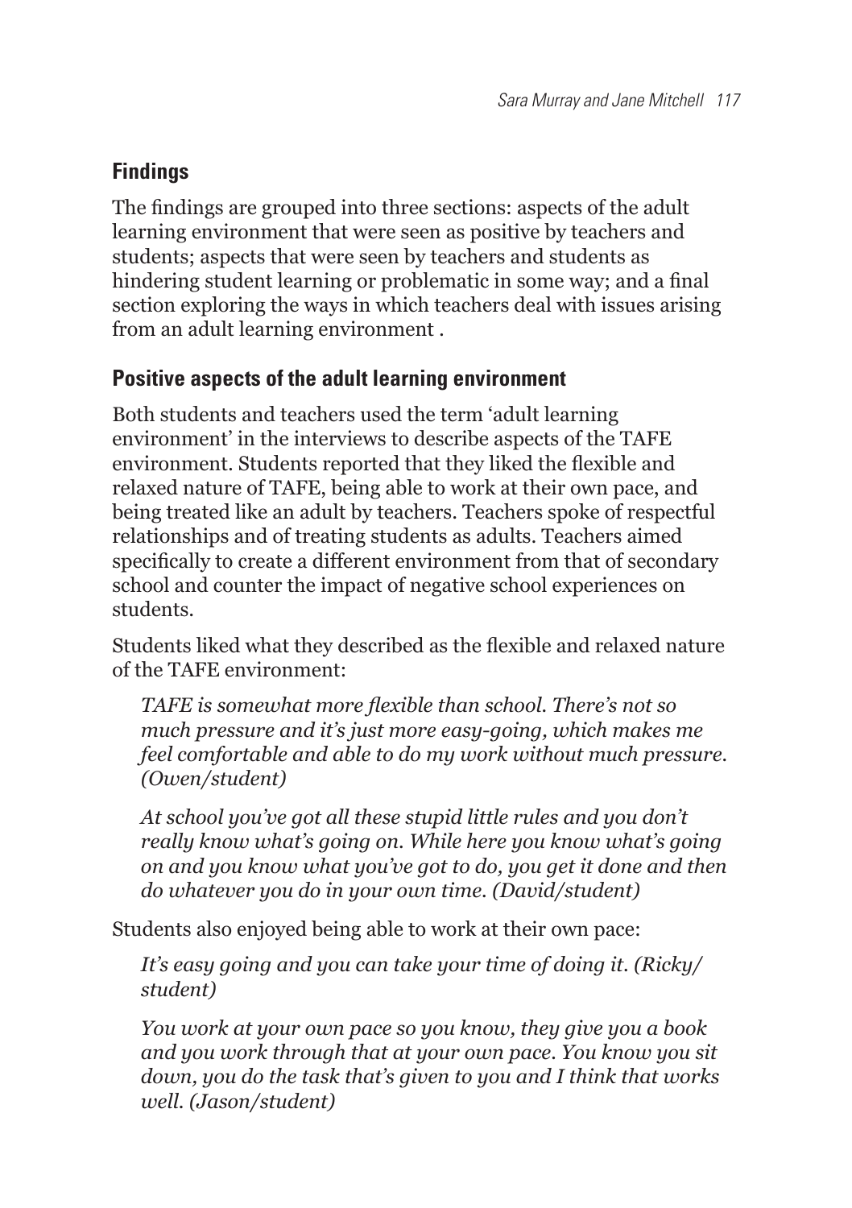## Findings

The findings are grouped into three sections: aspects of the adult learning environment that were seen as positive by teachers and students; aspects that were seen by teachers and students as hindering student learning or problematic in some way; and a final section exploring the ways in which teachers deal with issues arising from an adult learning environment .

### Positive aspects of the adult learning environment

Both students and teachers used the term 'adult learning environment' in the interviews to describe aspects of the TAFE environment. Students reported that they liked the flexible and relaxed nature of TAFE, being able to work at their own pace, and being treated like an adult by teachers. Teachers spoke of respectful relationships and of treating students as adults. Teachers aimed specifically to create a different environment from that of secondary school and counter the impact of negative school experiences on students.

Students liked what they described as the flexible and relaxed nature of the TAFE environment:

> *TAFE is somewhat more flexible than school. There's not so much pressure and it's just more easy-going, which makes me feel comfortable and able to do my work without much pressure. (Owen/student)*

> *At school you've got all these stupid little rules and you don't really know what's going on. While here you know what's going on and you know what you've got to do, you get it done and then do whatever you do in your own time. (David/student)*

Students also enjoyed being able to work at their own pace:

> *It's easy going and you can take your time of doing it. (Ricky/student)*

> *You work at your own pace so you know, they give you a book and you work through that at your own pace. You know you sit down, you do the task that's given to you and I think that works well. (Jason/student)*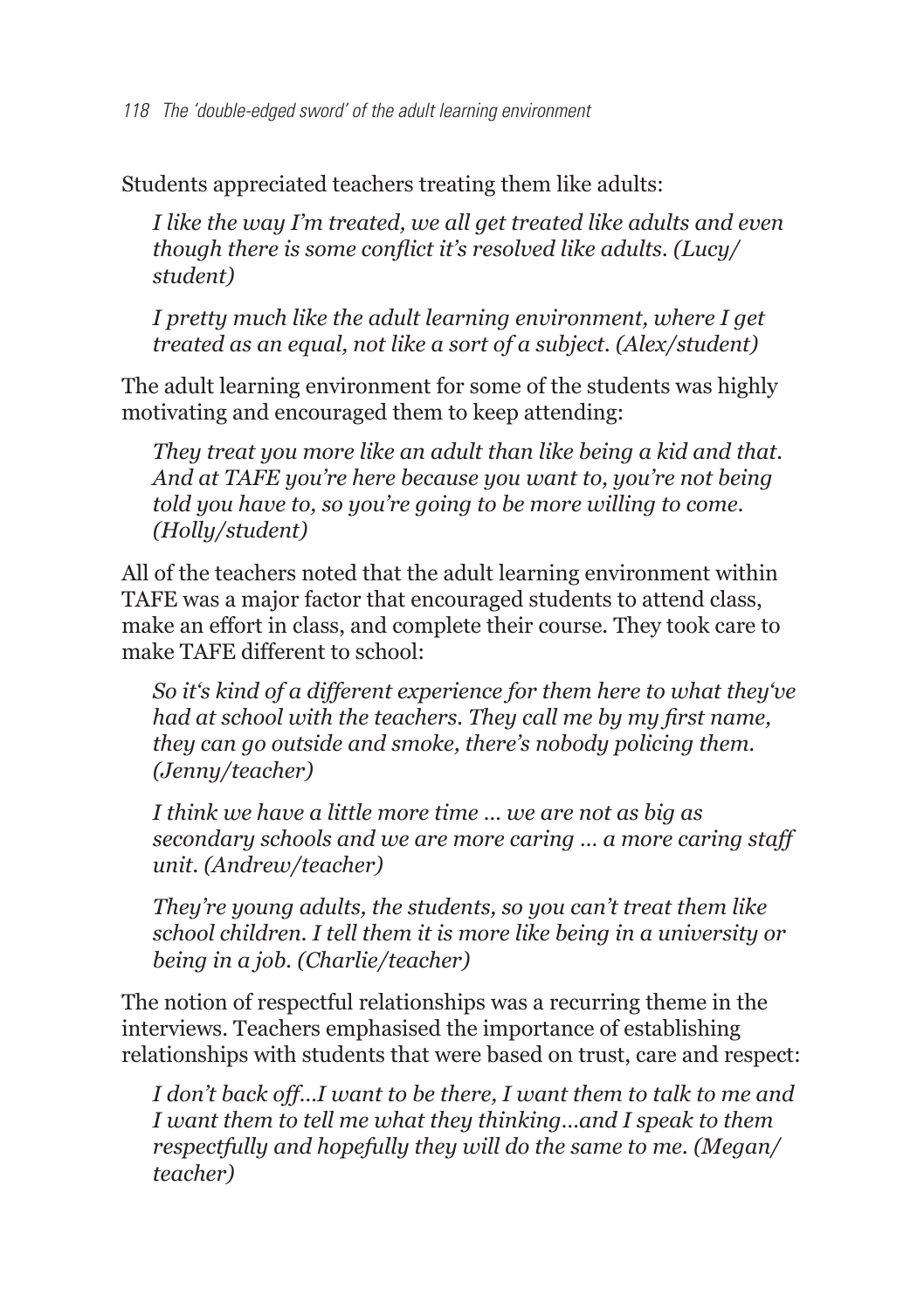Students appreciated teachers treating them like adults:

> *I like the way I'm treated, we all get treated like adults and even though there is some conflict it's resolved like adults. (Lucy/student)*

> *I pretty much like the adult learning environment, where I get treated as an equal, not like a sort of a subject. (Alex/student)*

The adult learning environment for some of the students was highly motivating and encouraged them to keep attending:

> *They treat you more like an adult than like being a kid and that. And at TAFE you're here because you want to, you're not being told you have to, so you're going to be more willing to come. (Holly/student)*

All of the teachers noted that the adult learning environment within TAFE was a major factor that encouraged students to attend class, make an effort in class, and complete their course. They took care to make TAFE different to school:

> *So it's kind of a different experience for them here to what they've had at school with the teachers. They call me by my first name, they can go outside and smoke, there's nobody policing them. (Jenny/teacher)*

> *I think we have a little more time … we are not as big as secondary schools and we are more caring … a more caring staff unit. (Andrew/teacher)*

> *They're young adults, the students, so you can't treat them like school children. I tell them it is more like being in a university or being in a job. (Charlie/teacher)*

The notion of respectful relationships was a recurring theme in the interviews. Teachers emphasised the importance of establishing relationships with students that were based on trust, care and respect:

> *I don't back off…I want to be there, I want them to talk to me and I want them to tell me what they thinking…and I speak to them respectfully and hopefully they will do the same to me. (Megan/teacher)*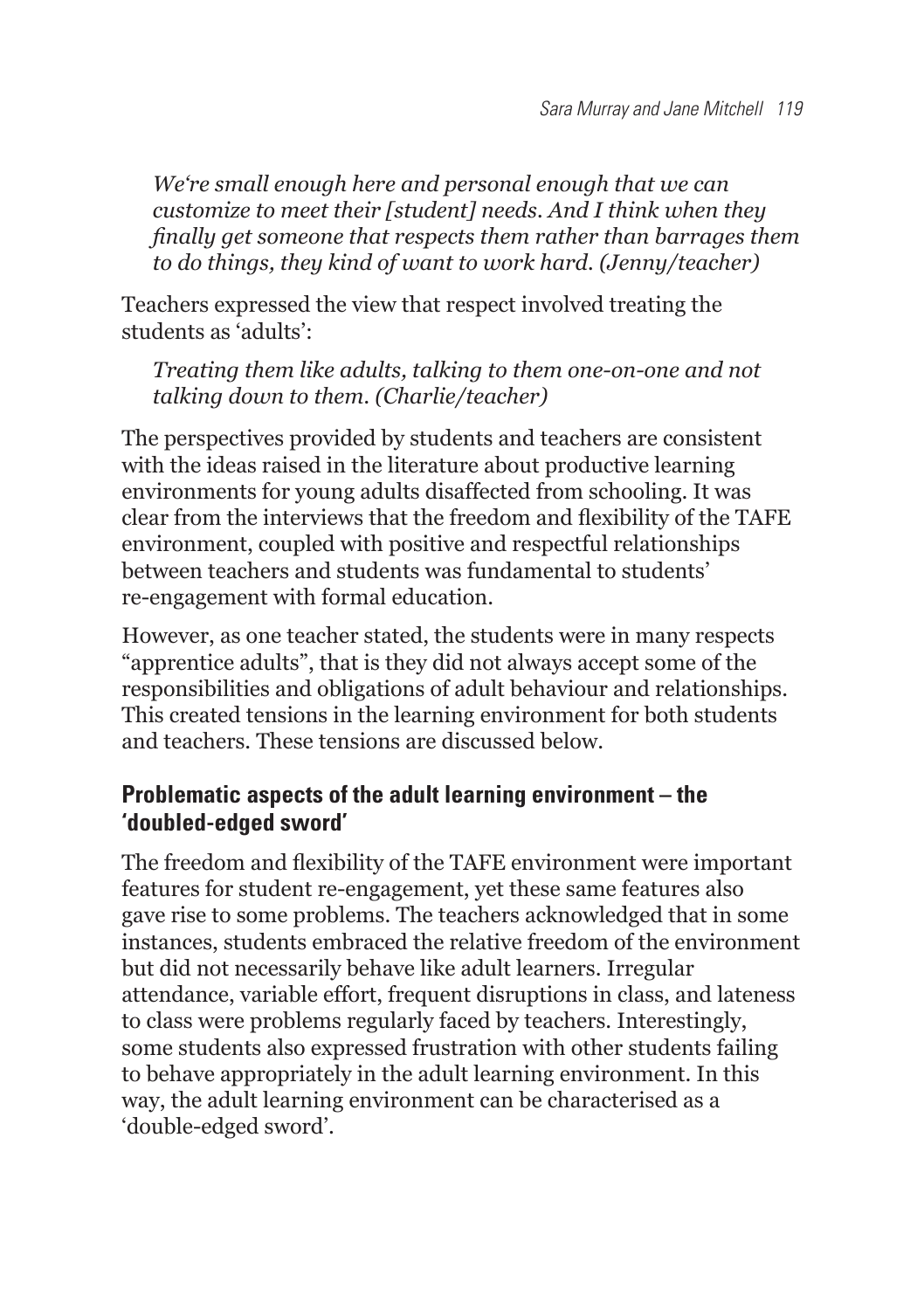> *We're small enough here and personal enough that we can customize to meet their [student] needs. And I think when they finally get someone that respects them rather than barrages them to do things, they kind of want to work hard. (Jenny/teacher)*

Teachers expressed the view that respect involved treating the students as 'adults':

> *Treating them like adults, talking to them one-on-one and not talking down to them. (Charlie/teacher)*

The perspectives provided by students and teachers are consistent with the ideas raised in the literature about productive learning environments for young adults disaffected from schooling. It was clear from the interviews that the freedom and flexibility of the TAFE environment, coupled with positive and respectful relationships between teachers and students was fundamental to students' re-engagement with formal education.

However, as one teacher stated, the students were in many respects "apprentice adults", that is they did not always accept some of the responsibilities and obligations of adult behaviour and relationships. This created tensions in the learning environment for both students and teachers. These tensions are discussed below.

## Problematic aspects of the adult learning environment – the 'doubled-edged sword'

The freedom and flexibility of the TAFE environment were important features for student re-engagement, yet these same features also gave rise to some problems. The teachers acknowledged that in some instances, students embraced the relative freedom of the environment but did not necessarily behave like adult learners. Irregular attendance, variable effort, frequent disruptions in class, and lateness to class were problems regularly faced by teachers. Interestingly, some students also expressed frustration with other students failing to behave appropriately in the adult learning environment. In this way, the adult learning environment can be characterised as a 'double-edged sword'.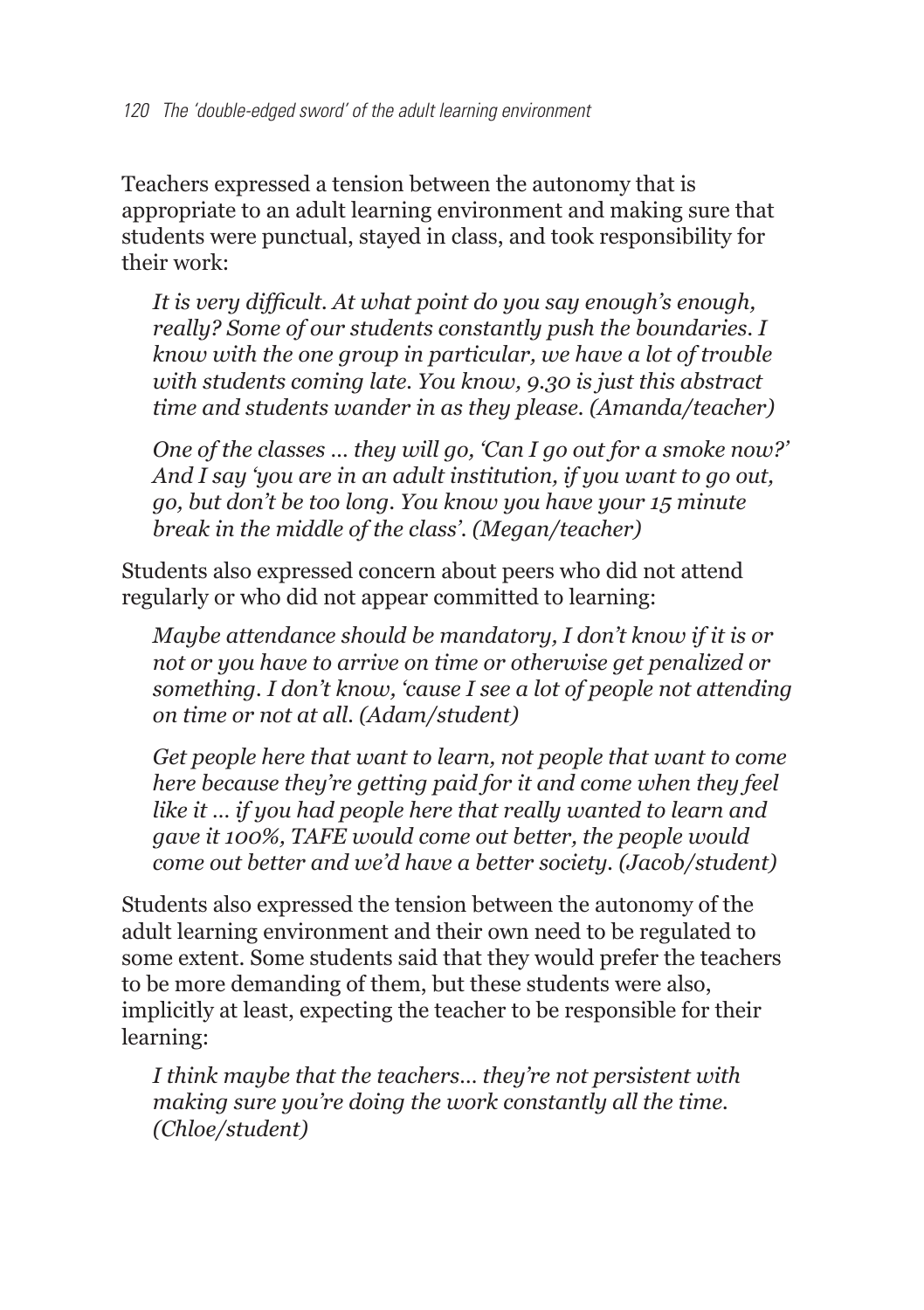Teachers expressed a tension between the autonomy that is appropriate to an adult learning environment and making sure that students were punctual, stayed in class, and took responsibility for their work:

> *It is very difficult. At what point do you say enough's enough, really? Some of our students constantly push the boundaries. I know with the one group in particular, we have a lot of trouble with students coming late. You know, 9.30 is just this abstract time and students wander in as they please. (Amanda/teacher)*

> *One of the classes … they will go, 'Can I go out for a smoke now?' And I say 'you are in an adult institution, if you want to go out, go, but don't be too long. You know you have your 15 minute break in the middle of the class'. (Megan/teacher)*

Students also expressed concern about peers who did not attend regularly or who did not appear committed to learning:

> *Maybe attendance should be mandatory, I don't know if it is or not or you have to arrive on time or otherwise get penalized or something. I don't know, 'cause I see a lot of people not attending on time or not at all. (Adam/student)*

> *Get people here that want to learn, not people that want to come here because they're getting paid for it and come when they feel like it … if you had people here that really wanted to learn and gave it 100%, TAFE would come out better, the people would come out better and we'd have a better society. (Jacob/student)*

Students also expressed the tension between the autonomy of the adult learning environment and their own need to be regulated to some extent. Some students said that they would prefer the teachers to be more demanding of them, but these students were also, implicitly at least, expecting the teacher to be responsible for their learning:

> *I think maybe that the teachers… they're not persistent with making sure you're doing the work constantly all the time. (Chloe/student)*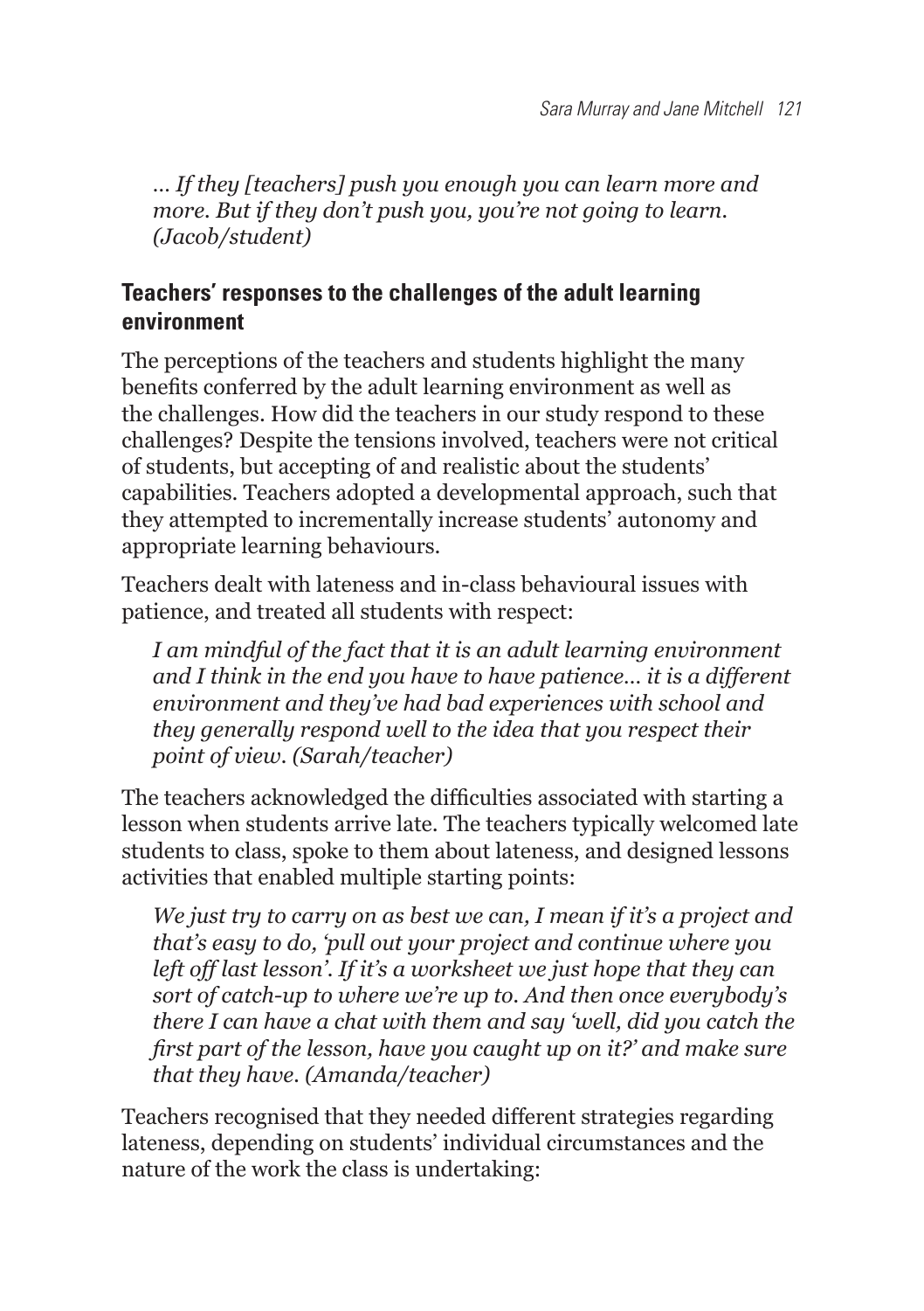*... If they [teachers] push you enough you can learn more and more. But if they don't push you, you're not going to learn. (Jacob/student)*

## Teachers' responses to the challenges of the adult learning environment

The perceptions of the teachers and students highlight the many benefits conferred by the adult learning environment as well as the challenges. How did the teachers in our study respond to these challenges? Despite the tensions involved, teachers were not critical of students, but accepting of and realistic about the students' capabilities. Teachers adopted a developmental approach, such that they attempted to incrementally increase students' autonomy and appropriate learning behaviours.

Teachers dealt with lateness and in-class behavioural issues with patience, and treated all students with respect:

> *I am mindful of the fact that it is an adult learning environment and I think in the end you have to have patience... it is a different environment and they've had bad experiences with school and they generally respond well to the idea that you respect their point of view. (Sarah/teacher)*

The teachers acknowledged the difficulties associated with starting a lesson when students arrive late. The teachers typically welcomed late students to class, spoke to them about lateness, and designed lessons activities that enabled multiple starting points:

> *We just try to carry on as best we can, I mean if it's a project and that's easy to do, 'pull out your project and continue where you left off last lesson'. If it's a worksheet we just hope that they can sort of catch-up to where we're up to. And then once everybody's there I can have a chat with them and say 'well, did you catch the first part of the lesson, have you caught up on it?' and make sure that they have. (Amanda/teacher)*

Teachers recognised that they needed different strategies regarding lateness, depending on students' individual circumstances and the nature of the work the class is undertaking: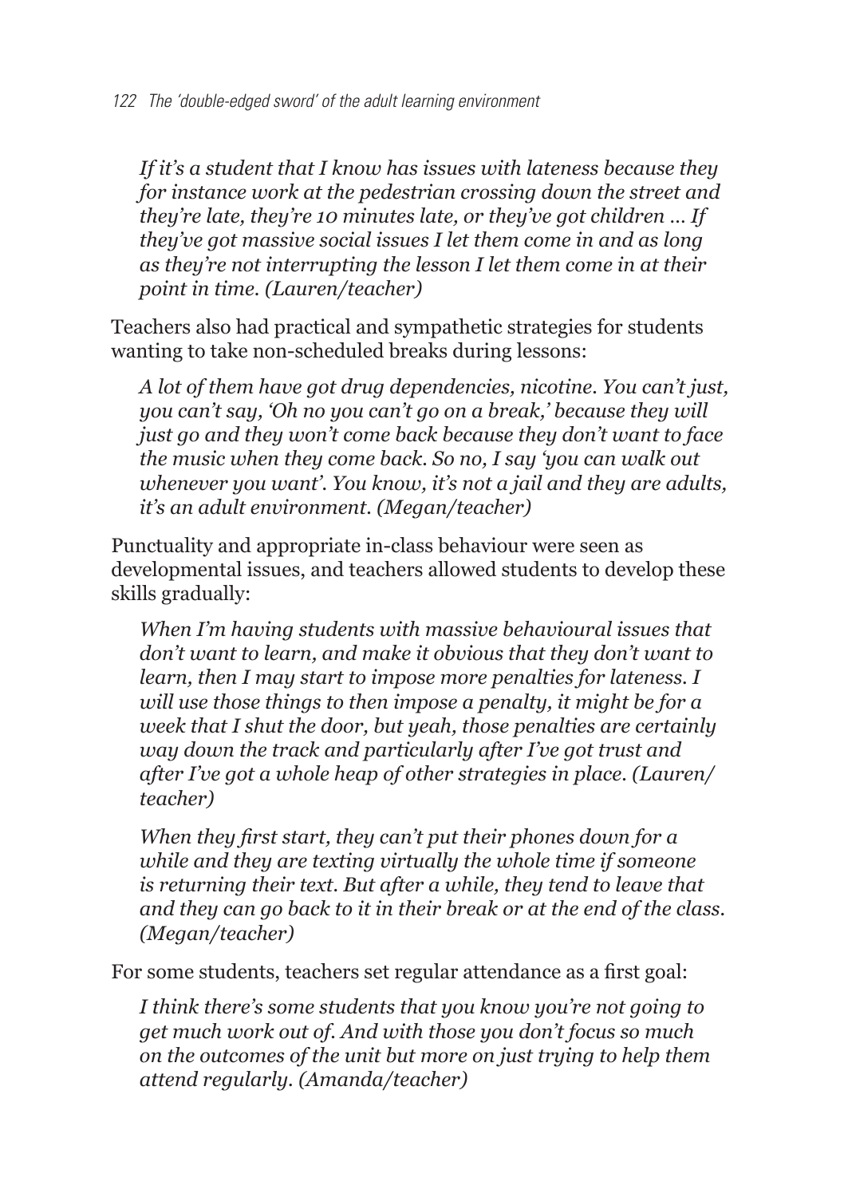*If it's a student that I know has issues with lateness because they for instance work at the pedestrian crossing down the street and they're late, they're 10 minutes late, or they've got children … If they've got massive social issues I let them come in and as long as they're not interrupting the lesson I let them come in at their point in time. (Lauren/teacher)*

Teachers also had practical and sympathetic strategies for students wanting to take non-scheduled breaks during lessons:

*A lot of them have got drug dependencies, nicotine. You can't just, you can't say, 'Oh no you can't go on a break,' because they will just go and they won't come back because they don't want to face the music when they come back. So no, I say 'you can walk out whenever you want'. You know, it's not a jail and they are adults, it's an adult environment. (Megan/teacher)*

Punctuality and appropriate in-class behaviour were seen as developmental issues, and teachers allowed students to develop these skills gradually:

*When I'm having students with massive behavioural issues that don't want to learn, and make it obvious that they don't want to learn, then I may start to impose more penalties for lateness. I will use those things to then impose a penalty, it might be for a week that I shut the door, but yeah, those penalties are certainly way down the track and particularly after I've got trust and after I've got a whole heap of other strategies in place. (Lauren/teacher)*

*When they first start, they can't put their phones down for a while and they are texting virtually the whole time if someone is returning their text. But after a while, they tend to leave that and they can go back to it in their break or at the end of the class. (Megan/teacher)*

For some students, teachers set regular attendance as a first goal:

*I think there's some students that you know you're not going to get much work out of. And with those you don't focus so much on the outcomes of the unit but more on just trying to help them attend regularly. (Amanda/teacher)*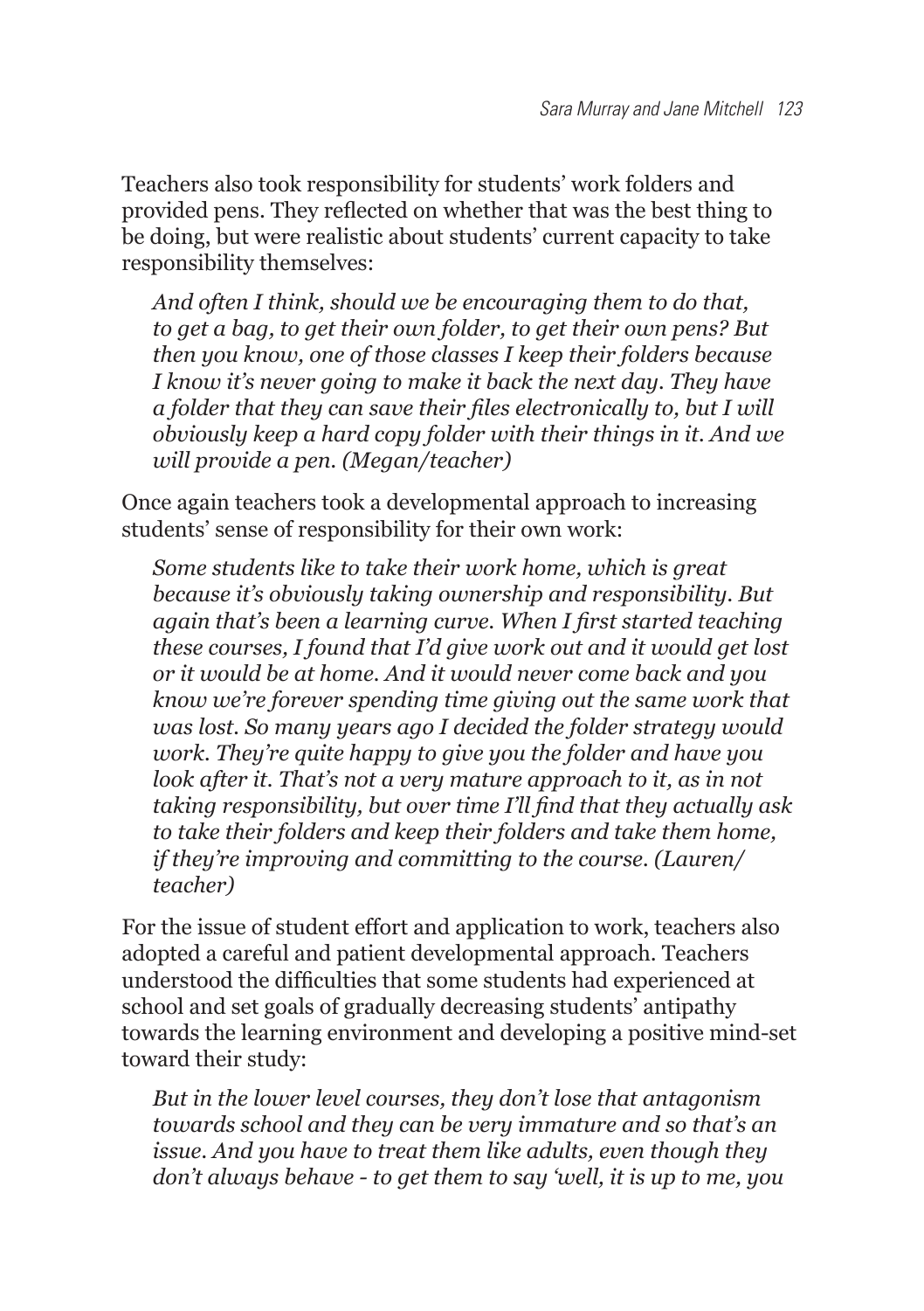Teachers also took responsibility for students' work folders and provided pens. They reflected on whether that was the best thing to be doing, but were realistic about students' current capacity to take responsibility themselves:

> *And often I think, should we be encouraging them to do that, to get a bag, to get their own folder, to get their own pens? But then you know, one of those classes I keep their folders because I know it's never going to make it back the next day. They have a folder that they can save their files electronically to, but I will obviously keep a hard copy folder with their things in it. And we will provide a pen. (Megan/teacher)*

Once again teachers took a developmental approach to increasing students' sense of responsibility for their own work:

> *Some students like to take their work home, which is great because it's obviously taking ownership and responsibility. But again that's been a learning curve. When I first started teaching these courses, I found that I'd give work out and it would get lost or it would be at home. And it would never come back and you know we're forever spending time giving out the same work that was lost. So many years ago I decided the folder strategy would work. They're quite happy to give you the folder and have you look after it. That's not a very mature approach to it, as in not taking responsibility, but over time I'll find that they actually ask to take their folders and keep their folders and take them home, if they're improving and committing to the course. (Lauren/teacher)*

For the issue of student effort and application to work, teachers also adopted a careful and patient developmental approach. Teachers understood the difficulties that some students had experienced at school and set goals of gradually decreasing students' antipathy towards the learning environment and developing a positive mind-set toward their study:

> *But in the lower level courses, they don't lose that antagonism towards school and they can be very immature and so that's an issue. And you have to treat them like adults, even though they don't always behave - to get them to say 'well, it is up to me, you*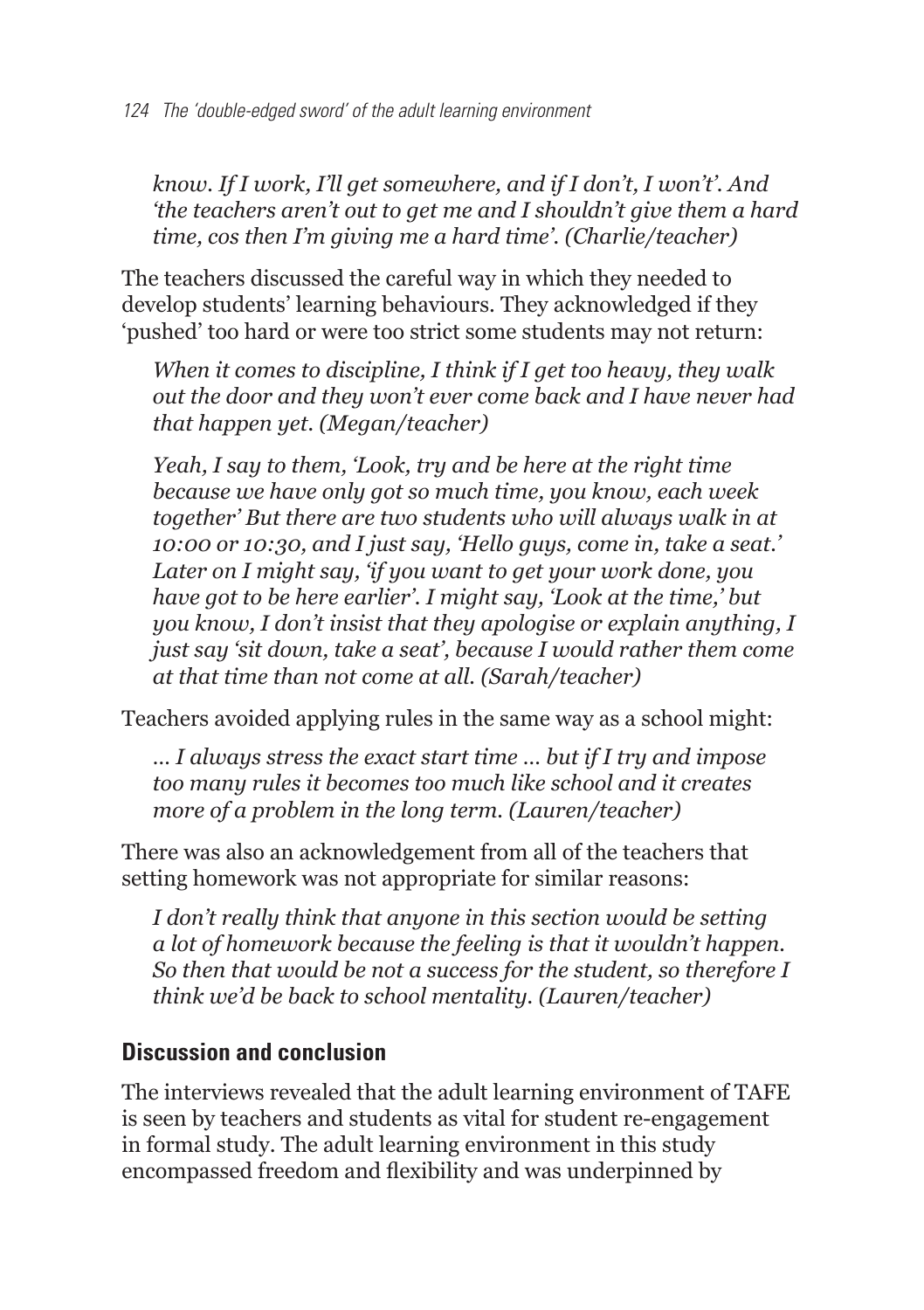*know. If I work, I'll get somewhere, and if I don't, I won't'. And 'the teachers aren't out to get me and I shouldn't give them a hard time, cos then I'm giving me a hard time'. (Charlie/teacher)*

The teachers discussed the careful way in which they needed to develop students' learning behaviours. They acknowledged if they 'pushed' too hard or were too strict some students may not return:

> *When it comes to discipline, I think if I get too heavy, they walk out the door and they won't ever come back and I have never had that happen yet. (Megan/teacher)*

> *Yeah, I say to them, 'Look, try and be here at the right time because we have only got so much time, you know, each week together' But there are two students who will always walk in at 10:00 or 10:30, and I just say, 'Hello guys, come in, take a seat.' Later on I might say, 'if you want to get your work done, you have got to be here earlier'. I might say, 'Look at the time,' but you know, I don't insist that they apologise or explain anything, I just say 'sit down, take a seat', because I would rather them come at that time than not come at all. (Sarah/teacher)*

Teachers avoided applying rules in the same way as a school might:

> *... I always stress the exact start time ... but if I try and impose too many rules it becomes too much like school and it creates more of a problem in the long term. (Lauren/teacher)*

There was also an acknowledgement from all of the teachers that setting homework was not appropriate for similar reasons:

> *I don't really think that anyone in this section would be setting a lot of homework because the feeling is that it wouldn't happen. So then that would be not a success for the student, so therefore I think we'd be back to school mentality. (Lauren/teacher)*

## Discussion and conclusion

The interviews revealed that the adult learning environment of TAFE is seen by teachers and students as vital for student re-engagement in formal study. The adult learning environment in this study encompassed freedom and flexibility and was underpinned by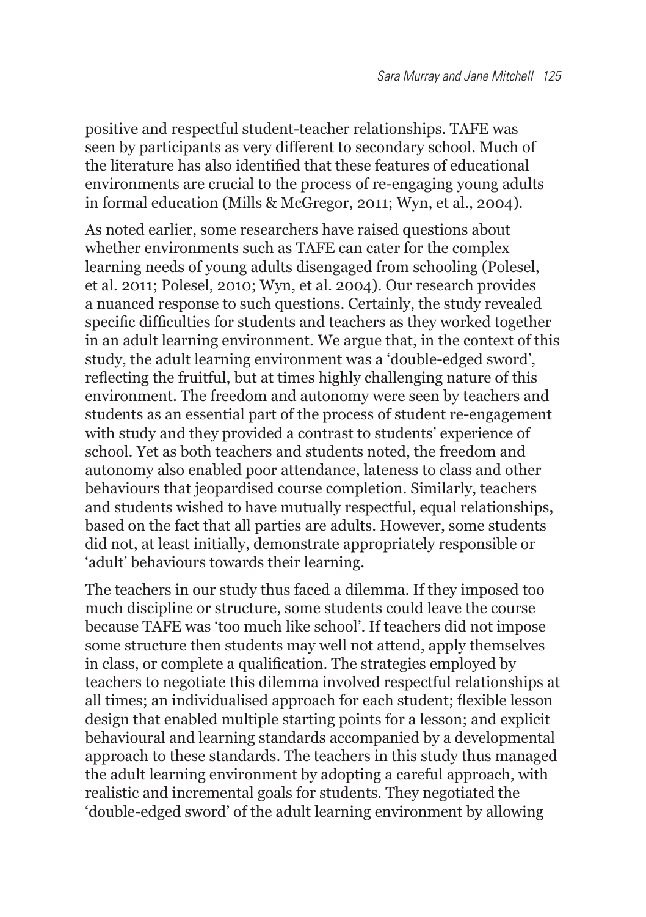positive and respectful student-teacher relationships. TAFE was seen by participants as very different to secondary school. Much of the literature has also identified that these features of educational environments are crucial to the process of re-engaging young adults in formal education (Mills & McGregor, 2011; Wyn, et al., 2004).

As noted earlier, some researchers have raised questions about whether environments such as TAFE can cater for the complex learning needs of young adults disengaged from schooling (Polesel, et al. 2011; Polesel, 2010; Wyn, et al. 2004). Our research provides a nuanced response to such questions. Certainly, the study revealed specific difficulties for students and teachers as they worked together in an adult learning environment. We argue that, in the context of this study, the adult learning environment was a 'double-edged sword', reflecting the fruitful, but at times highly challenging nature of this environment. The freedom and autonomy were seen by teachers and students as an essential part of the process of student re-engagement with study and they provided a contrast to students' experience of school. Yet as both teachers and students noted, the freedom and autonomy also enabled poor attendance, lateness to class and other behaviours that jeopardised course completion. Similarly, teachers and students wished to have mutually respectful, equal relationships, based on the fact that all parties are adults. However, some students did not, at least initially, demonstrate appropriately responsible or 'adult' behaviours towards their learning.

The teachers in our study thus faced a dilemma. If they imposed too much discipline or structure, some students could leave the course because TAFE was 'too much like school'. If teachers did not impose some structure then students may well not attend, apply themselves in class, or complete a qualification. The strategies employed by teachers to negotiate this dilemma involved respectful relationships at all times; an individualised approach for each student; flexible lesson design that enabled multiple starting points for a lesson; and explicit behavioural and learning standards accompanied by a developmental approach to these standards. The teachers in this study thus managed the adult learning environment by adopting a careful approach, with realistic and incremental goals for students. They negotiated the 'double-edged sword' of the adult learning environment by allowing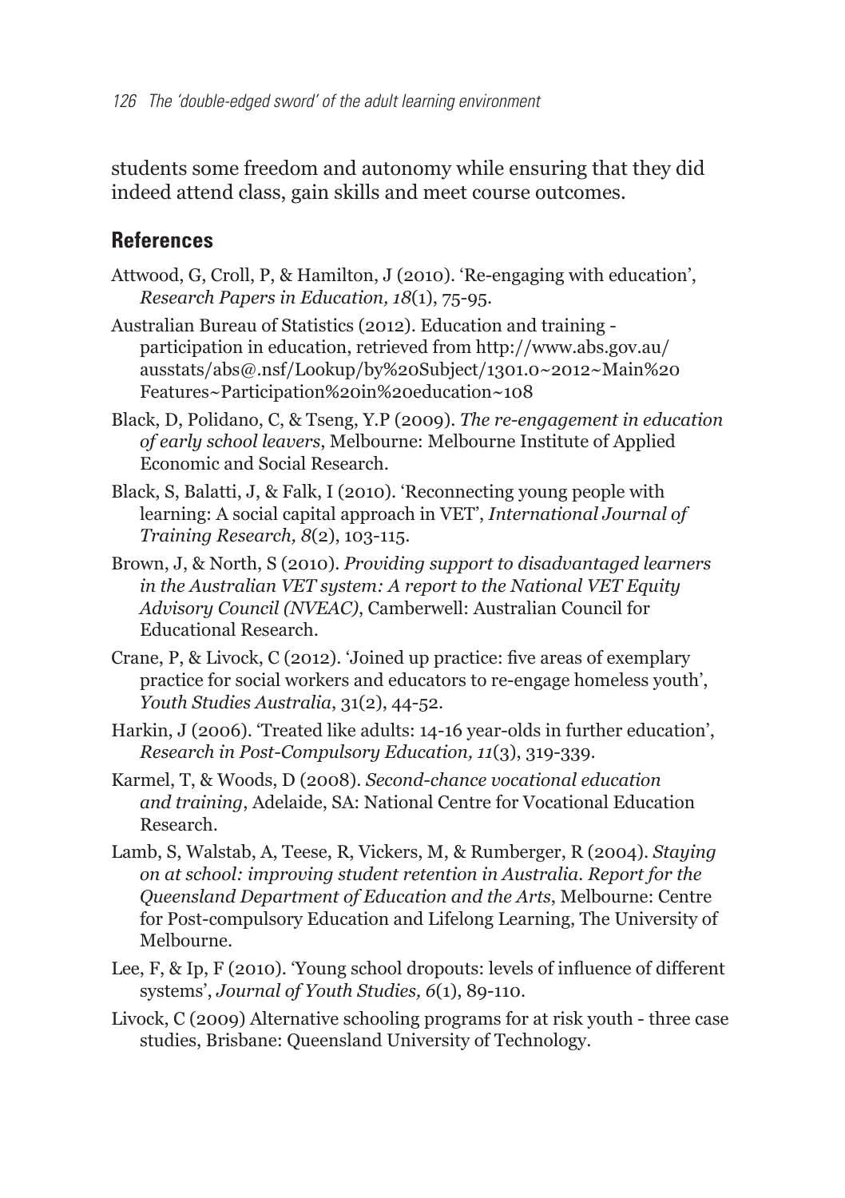students some freedom and autonomy while ensuring that they did indeed attend class, gain skills and meet course outcomes.

## References

Attwood, G, Croll, P, & Hamilton, J (2010). 'Re-engaging with education', *Research Papers in Education, 18*(1), 75-95.

Australian Bureau of Statistics (2012). Education and training - participation in education, retrieved from http://www.abs.gov.au/ausstats/abs@.nsf/Lookup/by%20Subject/1301.0~2012~Main%20Features~Participation%20in%20education~108

Black, D, Polidano, C, & Tseng, Y.P (2009). *The re-engagement in education of early school leavers*, Melbourne: Melbourne Institute of Applied Economic and Social Research.

Black, S, Balatti, J, & Falk, I (2010). 'Reconnecting young people with learning: A social capital approach in VET', *International Journal of Training Research, 8*(2), 103-115.

Brown, J, & North, S (2010). *Providing support to disadvantaged learners in the Australian VET system: A report to the National VET Equity Advisory Council (NVEAC)*, Camberwell: Australian Council for Educational Research.

Crane, P, & Livock, C (2012). 'Joined up practice: five areas of exemplary practice for social workers and educators to re-engage homeless youth', *Youth Studies Australia*, 31(2), 44-52.

Harkin, J (2006). 'Treated like adults: 14-16 year-olds in further education', *Research in Post-Compulsory Education, 11*(3), 319-339.

Karmel, T, & Woods, D (2008). *Second-chance vocational education and training*, Adelaide, SA: National Centre for Vocational Education Research.

Lamb, S, Walstab, A, Teese, R, Vickers, M, & Rumberger, R (2004). *Staying on at school: improving student retention in Australia. Report for the Queensland Department of Education and the Arts*, Melbourne: Centre for Post-compulsory Education and Lifelong Learning, The University of Melbourne.

Lee, F, & Ip, F (2010). 'Young school dropouts: levels of influence of different systems', *Journal of Youth Studies, 6*(1), 89-110.

Livock, C (2009) Alternative schooling programs for at risk youth - three case studies, Brisbane: Queensland University of Technology.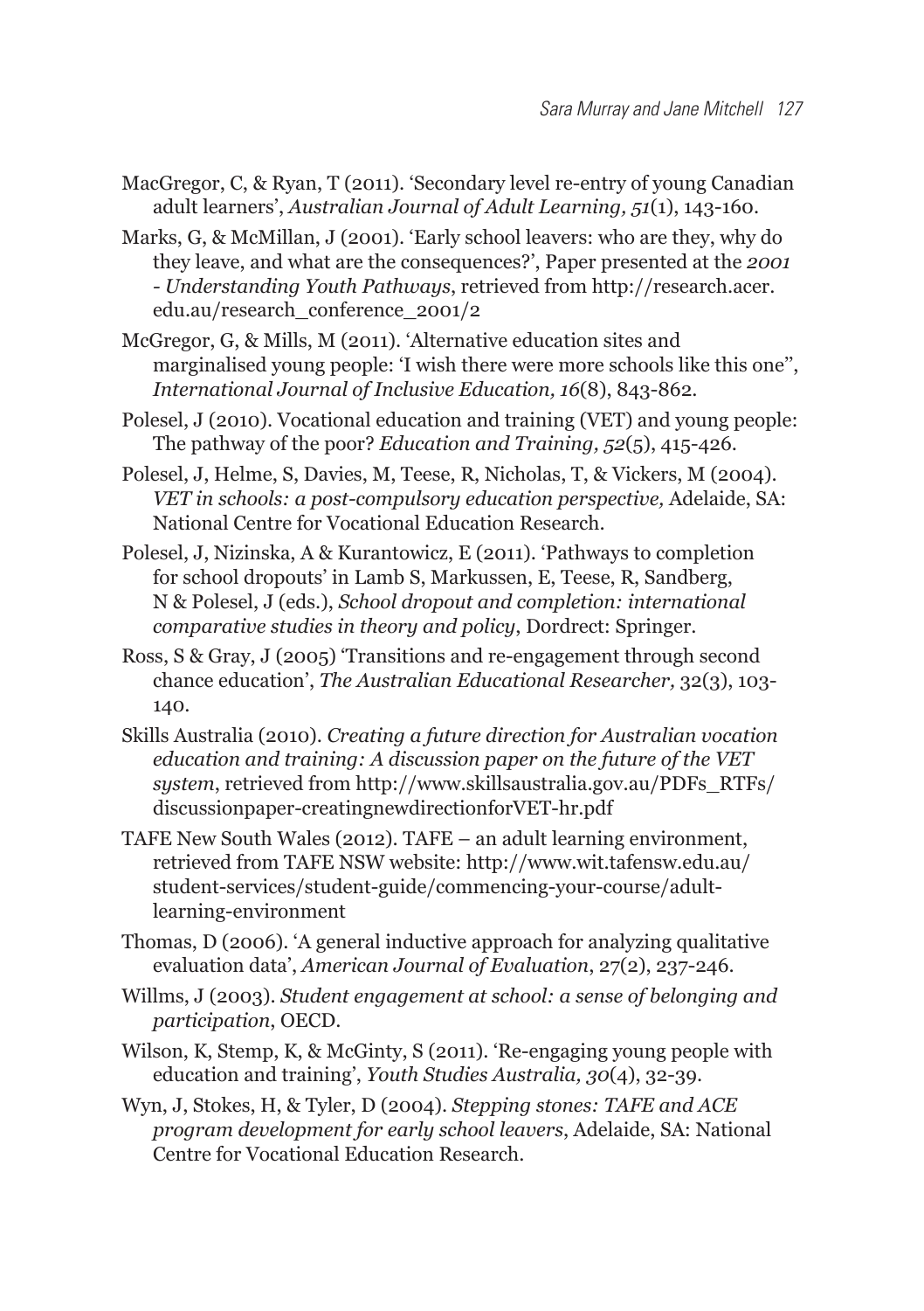MacGregor, C, & Ryan, T (2011). 'Secondary level re-entry of young Canadian adult learners', *Australian Journal of Adult Learning, 51*(1), 143-160.

Marks, G, & McMillan, J (2001). 'Early school leavers: who are they, why do they leave, and what are the consequences?', Paper presented at the *2001 - Understanding Youth Pathways*, retrieved from http://research.acer.edu.au/research_conference_2001/2

McGregor, G, & Mills, M (2011). 'Alternative education sites and marginalised young people: 'I wish there were more schools like this one'', *International Journal of Inclusive Education, 16*(8), 843-862.

Polesel, J (2010). Vocational education and training (VET) and young people: The pathway of the poor? *Education and Training, 52*(5), 415-426.

Polesel, J, Helme, S, Davies, M, Teese, R, Nicholas, T, & Vickers, M (2004). *VET in schools: a post-compulsory education perspective,* Adelaide, SA: National Centre for Vocational Education Research.

Polesel, J, Nizinska, A & Kurantowicz, E (2011). 'Pathways to completion for school dropouts' in Lamb S, Markussen, E, Teese, R, Sandberg, N & Polesel, J (eds.), *School dropout and completion: international comparative studies in theory and policy*, Dordrect: Springer.

Ross, S & Gray, J (2005) 'Transitions and re-engagement through second chance education', *The Australian Educational Researcher,* 32(3), 103-140.

Skills Australia (2010). *Creating a future direction for Australian vocation education and training: A discussion paper on the future of the VET system*, retrieved from http://www.skillsaustralia.gov.au/PDFs_RTFs/discussionpaper-creatingnewdirectionforVET-hr.pdf

TAFE New South Wales (2012). TAFE – an adult learning environment, retrieved from TAFE NSW website: http://www.wit.tafensw.edu.au/student-services/student-guide/commencing-your-course/adult-learning-environment

Thomas, D (2006). 'A general inductive approach for analyzing qualitative evaluation data', *American Journal of Evaluation*, 27(2), 237-246.

Willms, J (2003). *Student engagement at school: a sense of belonging and participation*, OECD.

Wilson, K, Stemp, K, & McGinty, S (2011). 'Re-engaging young people with education and training', *Youth Studies Australia, 30*(4), 32-39.

Wyn, J, Stokes, H, & Tyler, D (2004). *Stepping stones: TAFE and ACE program development for early school leavers*, Adelaide, SA: National Centre for Vocational Education Research.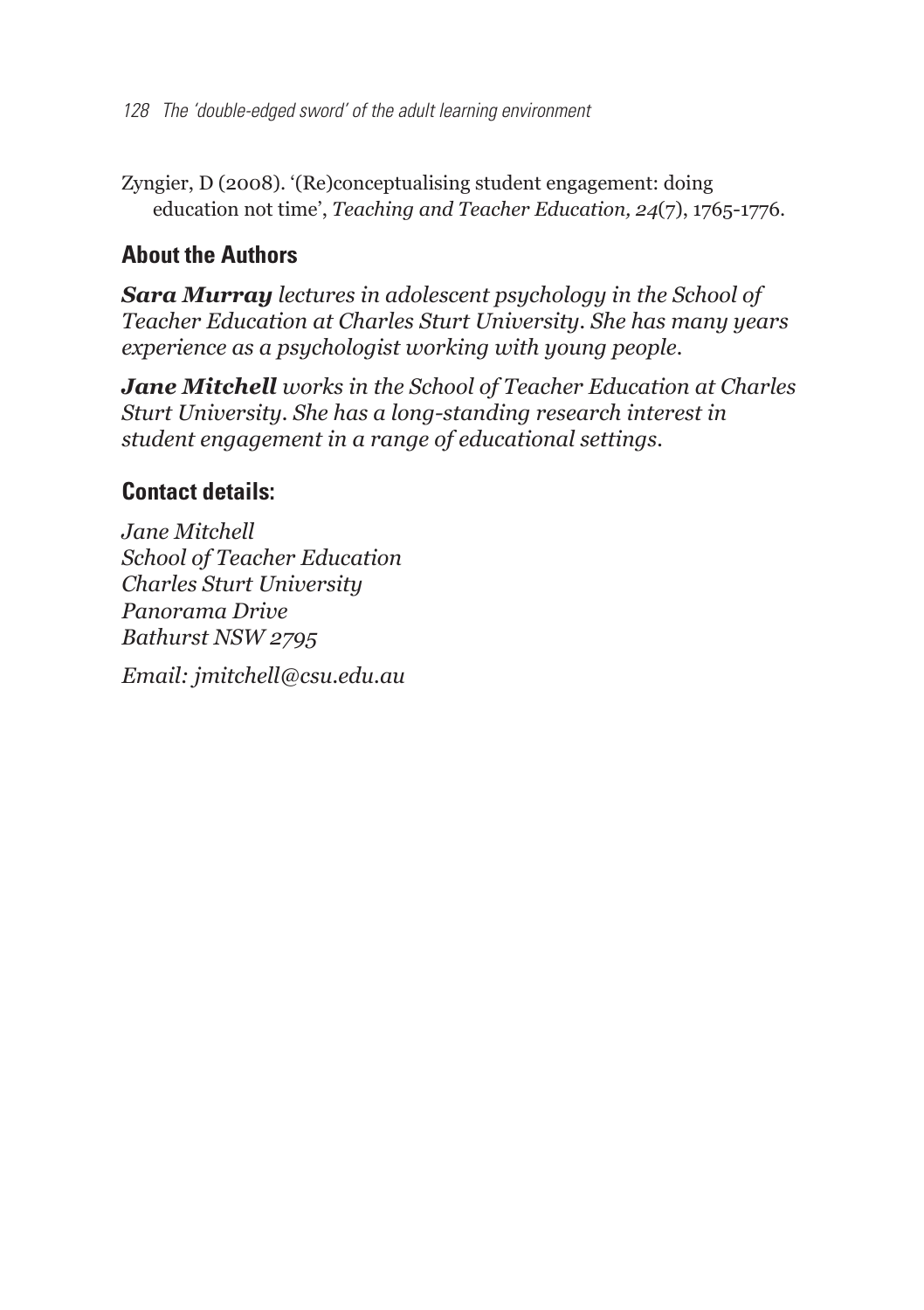Zyngier, D (2008). '(Re)conceptualising student engagement: doing education not time', *Teaching and Teacher Education, 24*(7), 1765-1776.

## About the Authors

***Sara Murray*** *lectures in adolescent psychology in the School of Teacher Education at Charles Sturt University. She has many years experience as a psychologist working with young people.*

***Jane Mitchell*** *works in the School of Teacher Education at Charles Sturt University. She has a long-standing research interest in student engagement in a range of educational settings.*

## Contact details:

*Jane Mitchell*
*School of Teacher Education*
*Charles Sturt University*
*Panorama Drive*
*Bathurst NSW 2795*

*Email: jmitchell@csu.edu.au*